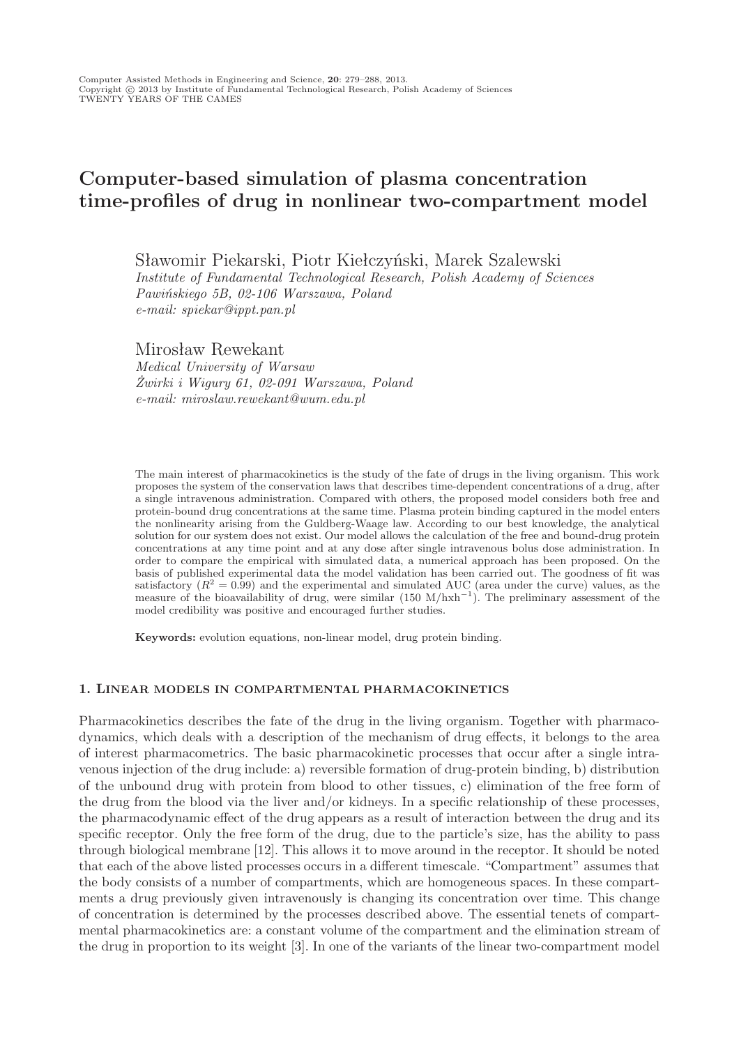# Computer-based simulation of plasma concentration time-profiles of drug in nonlinear two-compartment model

Sławomir Piekarski, Piotr Kiełczyński, Marek Szalewski
*Institute of Fundamental Technological Research, Polish Academy of Sciences*
*Pawińskiego 5B, 02-106 Warszawa, Poland*
*e-mail: spiekar@ippt.pan.pl*

Mirosław Rewekant
*Medical University of Warsaw*
*Żwirki i Wigury 61, 02-091 Warszawa, Poland*
*e-mail: miroslaw.rewekant@wum.edu.pl*

The main interest of pharmacokinetics is the study of the fate of drugs in the living organism. This work proposes the system of the conservation laws that describes time-dependent concentrations of a drug, after a single intravenous administration. Compared with others, the proposed model considers both free and protein-bound drug concentrations at the same time. Plasma protein binding captured in the model enters the nonlinearity arising from the Guldberg-Waage law. According to our best knowledge, the analytical solution for our system does not exist. Our model allows the calculation of the free and bound-drug protein concentrations at any time point and at any dose after single intravenous bolus dose administration. In order to compare the empirical with simulated data, a numerical approach has been proposed. On the basis of published experimental data the model validation has been carried out. The goodness of fit was satisfactory ($R^2 = 0.99$) and the experimental and simulated AUC (area under the curve) values, as the measure of the bioavailability of drug, were similar (150 M/hxh$^{-1}$). The preliminary assessment of the model credibility was positive and encouraged further studies.

**Keywords:** evolution equations, non-linear model, drug protein binding.

## 1. Linear models in compartmental pharmacokinetics

Pharmacokinetics describes the fate of the drug in the living organism. Together with pharmacodynamics, which deals with a description of the mechanism of drug effects, it belongs to the area of interest pharmacometrics. The basic pharmacokinetic processes that occur after a single intravenous injection of the drug include: a) reversible formation of drug-protein binding, b) distribution of the unbound drug with protein from blood to other tissues, c) elimination of the free form of the drug from the blood via the liver and/or kidneys. In a specific relationship of these processes, the pharmacodynamic effect of the drug appears as a result of interaction between the drug and its specific receptor. Only the free form of the drug, due to the particle's size, has the ability to pass through biological membrane [12]. This allows it to move around in the receptor. It should be noted that each of the above listed processes occurs in a different timescale. "Compartment" assumes that the body consists of a number of compartments, which are homogeneous spaces. In these compartments a drug previously given intravenously is changing its concentration over time. This change of concentration is determined by the processes described above. The essential tenets of compartmental pharmacokinetics are: a constant volume of the compartment and the elimination stream of the drug in proportion to its weight [3]. In one of the variants of the linear two-compartment model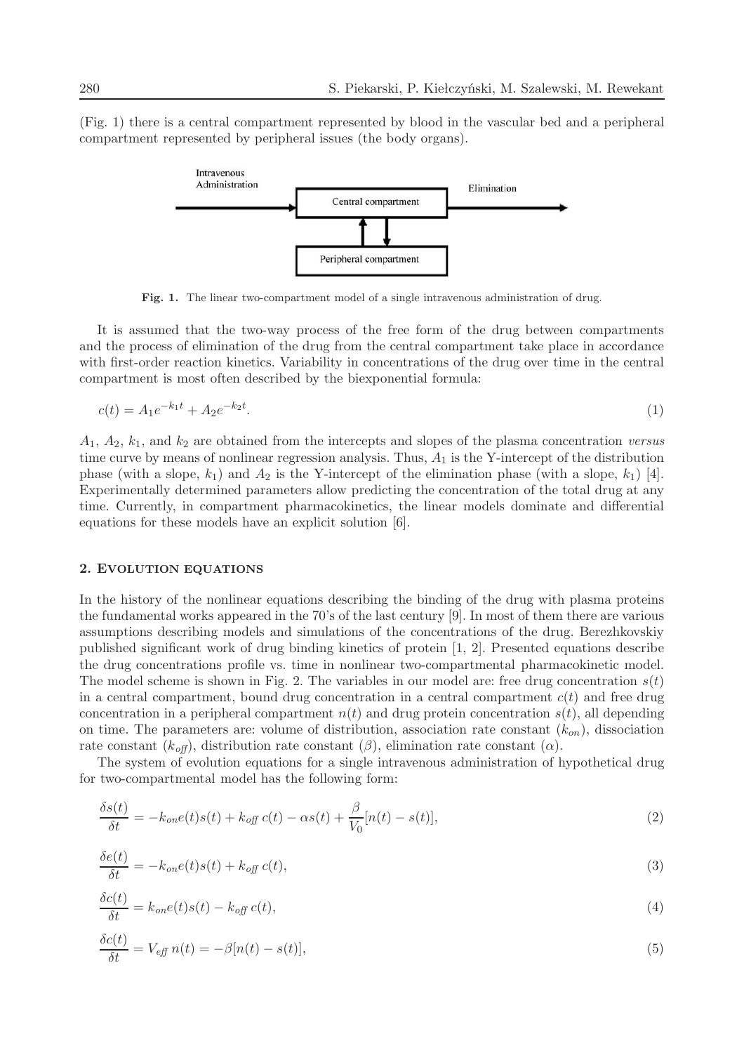(Fig. 1) there is a central compartment represented by blood in the vascular bed and a peripheral compartment represented by peripheral issues (the body organs).

**Fig. 1.** The linear two-compartment model of a single intravenous administration of drug.

It is assumed that the two-way process of the free form of the drug between compartments and the process of elimination of the drug from the central compartment take place in accordance with first-order reaction kinetics. Variability in concentrations of the drug over time in the central compartment is most often described by the biexponential formula:

$$c(t) = A_1 e^{-k_1 t} + A_2 e^{-k_2 t}. \tag{1}$$

$A_1$, $A_2$, $k_1$, and $k_2$ are obtained from the intercepts and slopes of the plasma concentration *versus* time curve by means of nonlinear regression analysis. Thus, $A_1$ is the Y-intercept of the distribution phase (with a slope, $k_1$) and $A_2$ is the Y-intercept of the elimination phase (with a slope, $k_1$) [4]. Experimentally determined parameters allow predicting the concentration of the total drug at any time. Currently, in compartment pharmacokinetics, the linear models dominate and differential equations for these models have an explicit solution [6].

## 2. Evolution equations

In the history of the nonlinear equations describing the binding of the drug with plasma proteins the fundamental works appeared in the 70's of the last century [9]. In most of them there are various assumptions describing models and simulations of the concentrations of the drug. Berezhkovskiy published significant work of drug binding kinetics of protein [1, 2]. Presented equations describe the drug concentrations profile vs. time in nonlinear two-compartmental pharmacokinetic model. The model scheme is shown in Fig. 2. The variables in our model are: free drug concentration $s(t)$ in a central compartment, bound drug concentration in a central compartment $c(t)$ and free drug concentration in a peripheral compartment $n(t)$ and drug protein concentration $s(t)$, all depending on time. The parameters are: volume of distribution, association rate constant ($k_{on}$), dissociation rate constant ($k_{off}$), distribution rate constant ($\beta$), elimination rate constant ($\alpha$).

The system of evolution equations for a single intravenous administration of hypothetical drug for two-compartmental model has the following form:

$$\frac{\delta s(t)}{\delta t} = -k_{on} e(t) s(t) + k_{off}\, c(t) - \alpha s(t) + \frac{\beta}{V_0}[n(t) - s(t)], \tag{2}$$

$$\frac{\delta e(t)}{\delta t} = -k_{on} e(t) s(t) + k_{off}\, c(t), \tag{3}$$

$$\frac{\delta c(t)}{\delta t} = k_{on} e(t) s(t) - k_{off}\, c(t), \tag{4}$$

$$\frac{\delta c(t)}{\delta t} = V_{eff}\, n(t) = -\beta[n(t) - s(t)], \tag{5}$$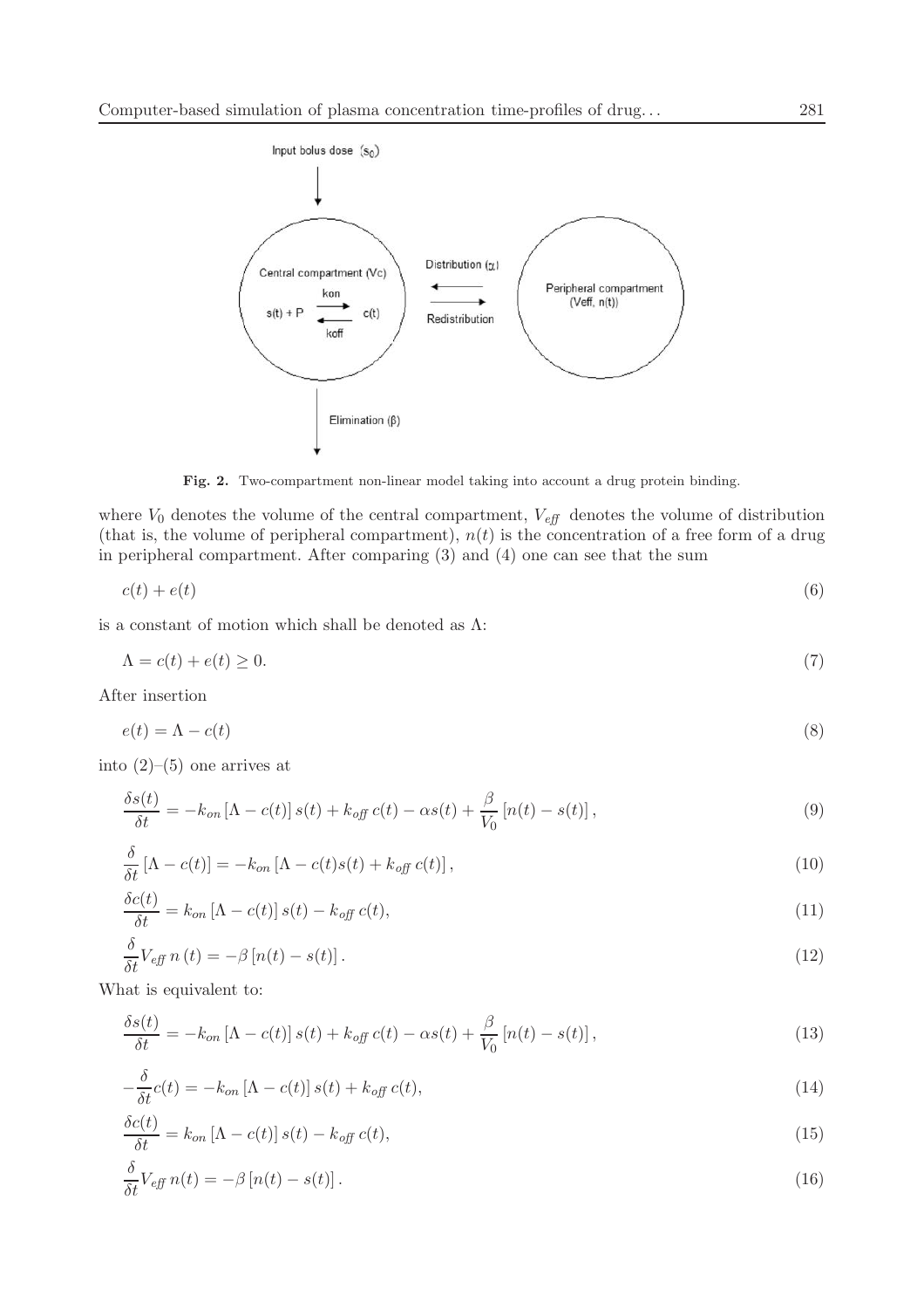**Fig. 2.** Two-compartment non-linear model taking into account a drug protein binding.

where $V_0$ denotes the volume of the central compartment, $V_{eff}$ denotes the volume of distribution (that is, the volume of peripheral compartment), $n(t)$ is the concentration of a free form of a drug in peripheral compartment. After comparing (3) and (4) one can see that the sum

$$c(t) + e(t) \tag{6}$$

is a constant of motion which shall be denoted as $\Lambda$:

$$\Lambda = c(t) + e(t) \geq 0. \tag{7}$$

After insertion

$$e(t) = \Lambda - c(t) \tag{8}$$

into (2)–(5) one arrives at

$$\frac{\delta s(t)}{\delta t} = -k_{on}\left[\Lambda - c(t)\right]s(t) + k_{off}\,c(t) - \alpha s(t) + \frac{\beta}{V_0}\left[n(t) - s(t)\right], \tag{9}$$

$$\frac{\delta}{\delta t}\left[\Lambda - c(t)\right] = -k_{on}\left[\Lambda - c(t)s(t) + k_{off}\,c(t)\right], \tag{10}$$

$$\frac{\delta c(t)}{\delta t} = k_{on}\left[\Lambda - c(t)\right]s(t) - k_{off}\,c(t), \tag{11}$$

$$\frac{\delta}{\delta t}V_{eff}\,n\,(t) = -\beta\left[n(t) - s(t)\right]. \tag{12}$$

What is equivalent to:

$$\frac{\delta s(t)}{\delta t} = -k_{on}\left[\Lambda - c(t)\right]s(t) + k_{off}\,c(t) - \alpha s(t) + \frac{\beta}{V_0}\left[n(t) - s(t)\right], \tag{13}$$

$$-\frac{\delta}{\delta t}c(t) = -k_{on}\left[\Lambda - c(t)\right]s(t) + k_{off}\,c(t), \tag{14}$$

$$\frac{\delta c(t)}{\delta t} = k_{on}\left[\Lambda - c(t)\right]s(t) - k_{off}\,c(t), \tag{15}$$

$$\frac{\delta}{\delta t}V_{eff}\,n(t) = -\beta\left[n(t) - s(t)\right]. \tag{16}$$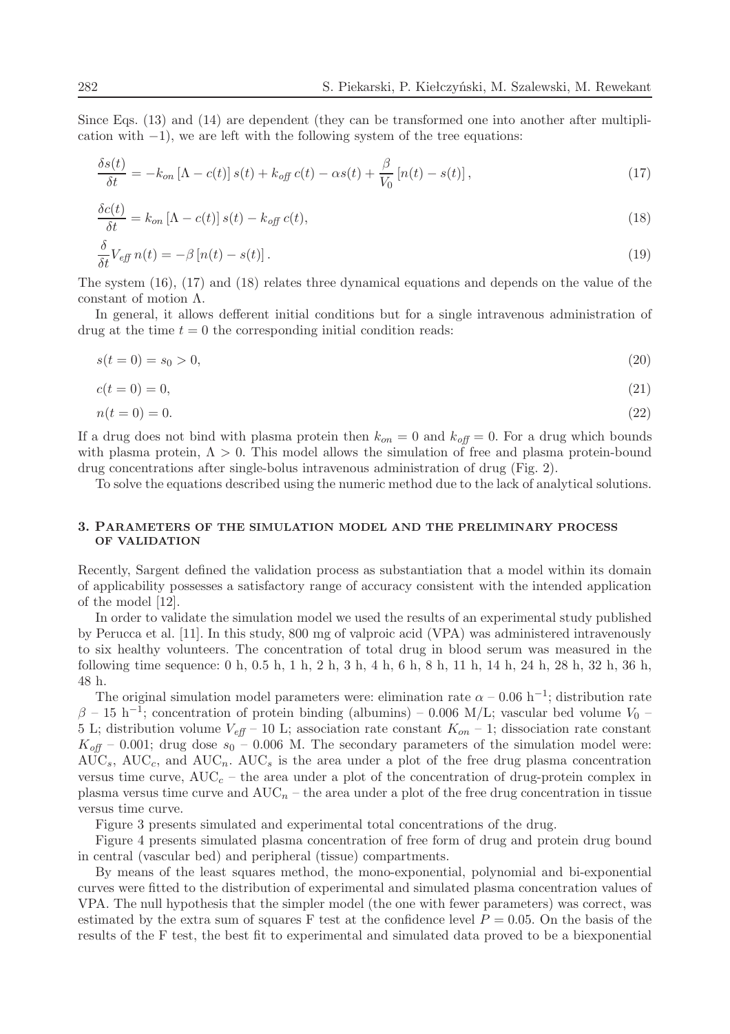Since Eqs. (13) and (14) are dependent (they can be transformed one into another after multiplication with $-1$), we are left with the following system of the tree equations:

$$\frac{\delta s(t)}{\delta t} = -k_{on}\left[\Lambda - c(t)\right] s(t) + k_{off}\, c(t) - \alpha s(t) + \frac{\beta}{V_0}\left[n(t) - s(t)\right], \tag{17}$$

$$\frac{\delta c(t)}{\delta t} = k_{on}\left[\Lambda - c(t)\right] s(t) - k_{off}\, c(t), \tag{18}$$

$$\frac{\delta}{\delta t} V_{eff}\, n(t) = -\beta\left[n(t) - s(t)\right]. \tag{19}$$

The system (16), (17) and (18) relates three dynamical equations and depends on the value of the constant of motion $\Lambda$.

In general, it allows defferent initial conditions but for a single intravenous administration of drug at the time $t = 0$ the corresponding initial condition reads:

$$s(t = 0) = s_0 > 0, \tag{20}$$

$$c(t = 0) = 0, \tag{21}$$

$$n(t = 0) = 0. \tag{22}$$

If a drug does not bind with plasma protein then $k_{on} = 0$ and $k_{off} = 0$. For a drug which bounds with plasma protein, $\Lambda > 0$. This model allows the simulation of free and plasma protein-bound drug concentrations after single-bolus intravenous administration of drug (Fig. 2).

To solve the equations described using the numeric method due to the lack of analytical solutions.

## 3. Parameters of the simulation model and the preliminary process of validation

Recently, Sargent defined the validation process as substantiation that a model within its domain of applicability possesses a satisfactory range of accuracy consistent with the intended application of the model [12].

In order to validate the simulation model we used the results of an experimental study published by Perucca et al. [11]. In this study, 800 mg of valproic acid (VPA) was administered intravenously to six healthy volunteers. The concentration of total drug in blood serum was measured in the following time sequence: 0 h, 0.5 h, 1 h, 2 h, 3 h, 4 h, 6 h, 8 h, 11 h, 14 h, 24 h, 28 h, 32 h, 36 h, 48 h.

The original simulation model parameters were: elimination rate $\alpha$ – 0.06 $\text{h}^{-1}$; distribution rate $\beta$ – 15 $\text{h}^{-1}$; concentration of protein binding (albumins) – 0.006 M/L; vascular bed volume $V_0$ – 5 L; distribution volume $V_{eff}$ – 10 L; association rate constant $K_{on}$ – 1; dissociation rate constant $K_{off}$ – 0.001; drug dose $s_0$ – 0.006 M. The secondary parameters of the simulation model were: $\text{AUC}_s$, $\text{AUC}_c$, and $\text{AUC}_n$. $\text{AUC}_s$ is the area under a plot of the free drug plasma concentration versus time curve, $\text{AUC}_c$ – the area under a plot of the concentration of drug-protein complex in plasma versus time curve and $\text{AUC}_n$ – the area under a plot of the free drug concentration in tissue versus time curve.

Figure 3 presents simulated and experimental total concentrations of the drug.

Figure 4 presents simulated plasma concentration of free form of drug and protein drug bound in central (vascular bed) and peripheral (tissue) compartments.

By means of the least squares method, the mono-exponential, polynomial and bi-exponential curves were fitted to the distribution of experimental and simulated plasma concentration values of VPA. The null hypothesis that the simpler model (the one with fewer parameters) was correct, was estimated by the extra sum of squares F test at the confidence level $P = 0.05$. On the basis of the results of the F test, the best fit to experimental and simulated data proved to be a biexponential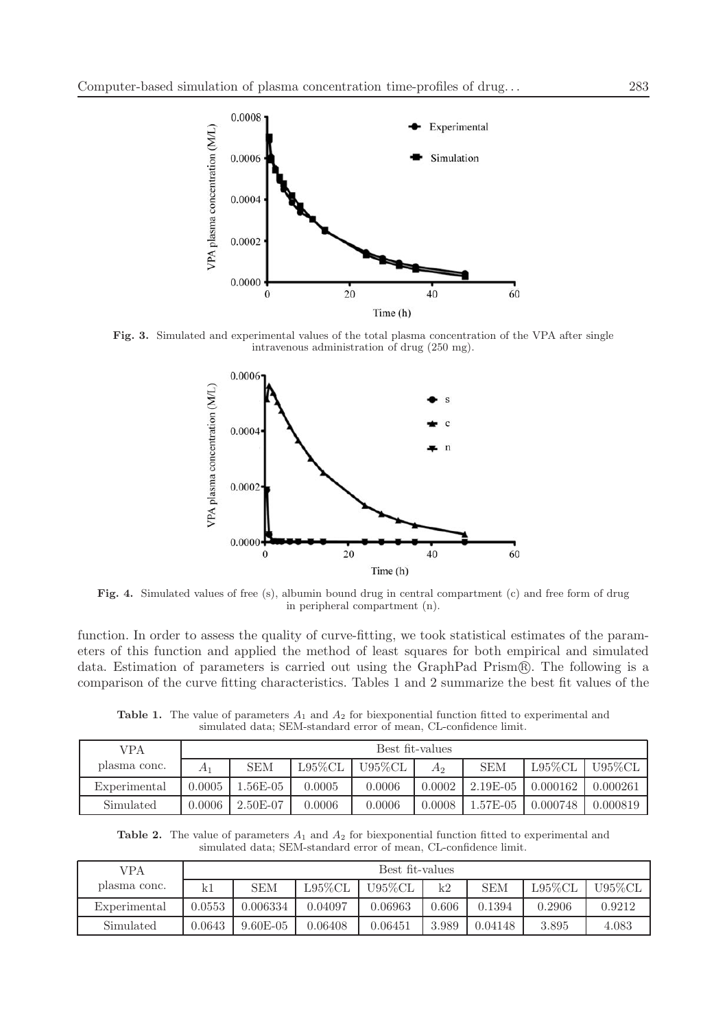Fig. 3. Simulated and experimental values of the total plasma concentration of the VPA after single intravenous administration of drug (250 mg).

Fig. 4. Simulated values of free (s), albumin bound drug in central compartment (c) and free form of drug in peripheral compartment (n).

function. In order to assess the quality of curve-fitting, we took statistical estimates of the parameters of this function and applied the method of least squares for both empirical and simulated data. Estimation of parameters is carried out using the GraphPad Prism®. The following is a comparison of the curve fitting characteristics. Tables 1 and 2 summarize the best fit values of the

**Table 1.** The value of parameters $A_1$ and $A_2$ for biexponential function fitted to experimental and simulated data; SEM-standard error of mean, CL-confidence limit.

| VPA plasma conc. | Best fit-values | | | | | | | |
|---|---|---|---|---|---|---|---|---|
| | $A_1$ | SEM | L95%CL | U95%CL | $A_2$ | SEM | L95%CL | U95%CL |
| Experimental | 0.0005 | 1.56E-05 | 0.0005 | 0.0006 | 0.0002 | 2.19E-05 | 0.000162 | 0.000261 |
| Simulated | 0.0006 | 2.50E-07 | 0.0006 | 0.0006 | 0.0008 | 1.57E-05 | 0.000748 | 0.000819 |

**Table 2.** The value of parameters $A_1$ and $A_2$ for biexponential function fitted to experimental and simulated data; SEM-standard error of mean, CL-confidence limit.

| VPA plasma conc. | Best fit-values | | | | | | | |
|---|---|---|---|---|---|---|---|---|
| | k1 | SEM | L95%CL | U95%CL | k2 | SEM | L95%CL | U95%CL |
| Experimental | 0.0553 | 0.006334 | 0.04097 | 0.06963 | 0.606 | 0.1394 | 0.2906 | 0.9212 |
| Simulated | 0.0643 | 9.60E-05 | 0.06408 | 0.06451 | 3.989 | 0.04148 | 3.895 | 4.083 |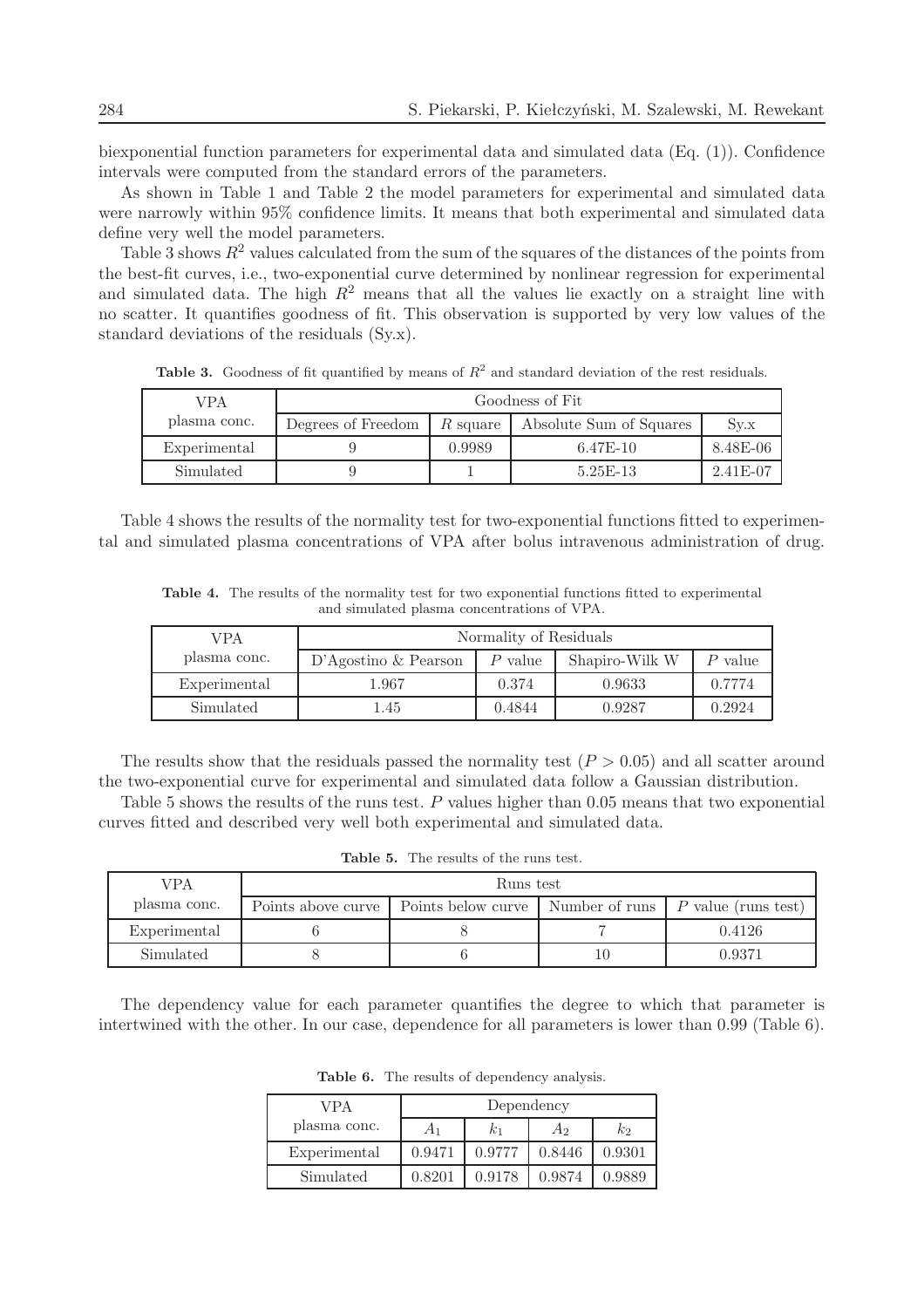biexponential function parameters for experimental data and simulated data (Eq. (1)). Confidence intervals were computed from the standard errors of the parameters.

As shown in Table 1 and Table 2 the model parameters for experimental and simulated data were narrowly within 95% confidence limits. It means that both experimental and simulated data define very well the model parameters.

Table 3 shows $R^2$ values calculated from the sum of the squares of the distances of the points from the best-fit curves, i.e., two-exponential curve determined by nonlinear regression for experimental and simulated data. The high $R^2$ means that all the values lie exactly on a straight line with no scatter. It quantifies goodness of fit. This observation is supported by very low values of the standard deviations of the residuals (Sy.x).

**Table 3.** Goodness of fit quantified by means of $R^2$ and standard deviation of the rest residuals.

| VPA plasma conc. | Goodness of Fit | | | |
|---|---|---|---|---|
| | Degrees of Freedom | $R$ square | Absolute Sum of Squares | Sy.x |
| Experimental | 9 | 0.9989 | 6.47E-10 | 8.48E-06 |
| Simulated | 9 | 1 | 5.25E-13 | 2.41E-07 |

Table 4 shows the results of the normality test for two-exponential functions fitted to experimental and simulated plasma concentrations of VPA after bolus intravenous administration of drug.

**Table 4.** The results of the normality test for two exponential functions fitted to experimental and simulated plasma concentrations of VPA.

| VPA plasma conc. | Normality of Residuals | | | |
|---|---|---|---|---|
| | D'Agostino & Pearson | $P$ value | Shapiro-Wilk W | $P$ value |
| Experimental | 1.967 | 0.374 | 0.9633 | 0.7774 |
| Simulated | 1.45 | 0.4844 | 0.9287 | 0.2924 |

The results show that the residuals passed the normality test ($P > 0.05$) and all scatter around the two-exponential curve for experimental and simulated data follow a Gaussian distribution.

Table 5 shows the results of the runs test. $P$ values higher than 0.05 means that two exponential curves fitted and described very well both experimental and simulated data.

**Table 5.** The results of the runs test.

| VPA plasma conc. | Runs test | | | |
|---|---|---|---|---|
| | Points above curve | Points below curve | Number of runs | $P$ value (runs test) |
| Experimental | 6 | 8 | 7 | 0.4126 |
| Simulated | 8 | 6 | 10 | 0.9371 |

The dependency value for each parameter quantifies the degree to which that parameter is intertwined with the other. In our case, dependence for all parameters is lower than 0.99 (Table 6).

**Table 6.** The results of dependency analysis.

| VPA plasma conc. | Dependency | | | |
|---|---|---|---|---|
| | $A_1$ | $k_1$ | $A_2$ | $k_2$ |
| Experimental | 0.9471 | 0.9777 | 0.8446 | 0.9301 |
| Simulated | 0.8201 | 0.9178 | 0.9874 | 0.9889 |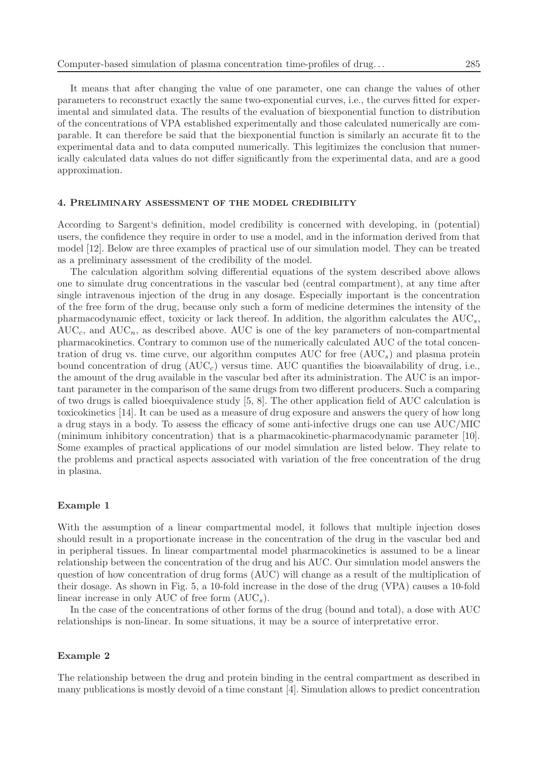It means that after changing the value of one parameter, one can change the values of other parameters to reconstruct exactly the same two-exponential curves, i.e., the curves fitted for experimental and simulated data. The results of the evaluation of biexponential function to distribution of the concentrations of VPA established experimentally and those calculated numerically are comparable. It can therefore be said that the biexponential function is similarly an accurate fit to the experimental data and to data computed numerically. This legitimizes the conclusion that numerically calculated data values do not differ significantly from the experimental data, and are a good approximation.

## 4. Preliminary assessment of the model credibility

According to Sargent's definition, model credibility is concerned with developing, in (potential) users, the confidence they require in order to use a model, and in the information derived from that model [12]. Below are three examples of practical use of our simulation model. They can be treated as a preliminary assessment of the credibility of the model.

The calculation algorithm solving differential equations of the system described above allows one to simulate drug concentrations in the vascular bed (central compartment), at any time after single intravenous injection of the drug in any dosage. Especially important is the concentration of the free form of the drug, because only such a form of medicine determines the intensity of the pharmacodynamic effect, toxicity or lack thereof. In addition, the algorithm calculates the $\mathrm{AUC}_s$, $\mathrm{AUC}_c$, and $\mathrm{AUC}_n$, as described above. AUC is one of the key parameters of non-compartmental pharmacokinetics. Contrary to common use of the numerically calculated AUC of the total concentration of drug vs. time curve, our algorithm computes AUC for free ($\mathrm{AUC}_s$) and plasma protein bound concentration of drug ($\mathrm{AUC}_c$) versus time. AUC quantifies the bioavailability of drug, i.e., the amount of the drug available in the vascular bed after its administration. The AUC is an important parameter in the comparison of the same drugs from two different producers. Such a comparing of two drugs is called bioequivalence study [5, 8]. The other application field of AUC calculation is toxicokinetics [14]. It can be used as a measure of drug exposure and answers the query of how long a drug stays in a body. To assess the efficacy of some anti-infective drugs one can use AUC/MIC (minimum inhibitory concentration) that is a pharmacokinetic-pharmacodynamic parameter [10]. Some examples of practical applications of our model simulation are listed below. They relate to the problems and practical aspects associated with variation of the free concentration of the drug in plasma.

### Example 1

With the assumption of a linear compartmental model, it follows that multiple injection doses should result in a proportionate increase in the concentration of the drug in the vascular bed and in peripheral tissues. In linear compartmental model pharmacokinetics is assumed to be a linear relationship between the concentration of the drug and his AUC. Our simulation model answers the question of how concentration of drug forms (AUC) will change as a result of the multiplication of their dosage. As shown in Fig. 5, a 10-fold increase in the dose of the drug (VPA) causes a 10-fold linear increase in only AUC of free form ($\mathrm{AUC}_s$).

In the case of the concentrations of other forms of the drug (bound and total), a dose with AUC relationships is non-linear. In some situations, it may be a source of interpretative error.

### Example 2

The relationship between the drug and protein binding in the central compartment as described in many publications is mostly devoid of a time constant [4]. Simulation allows to predict concentration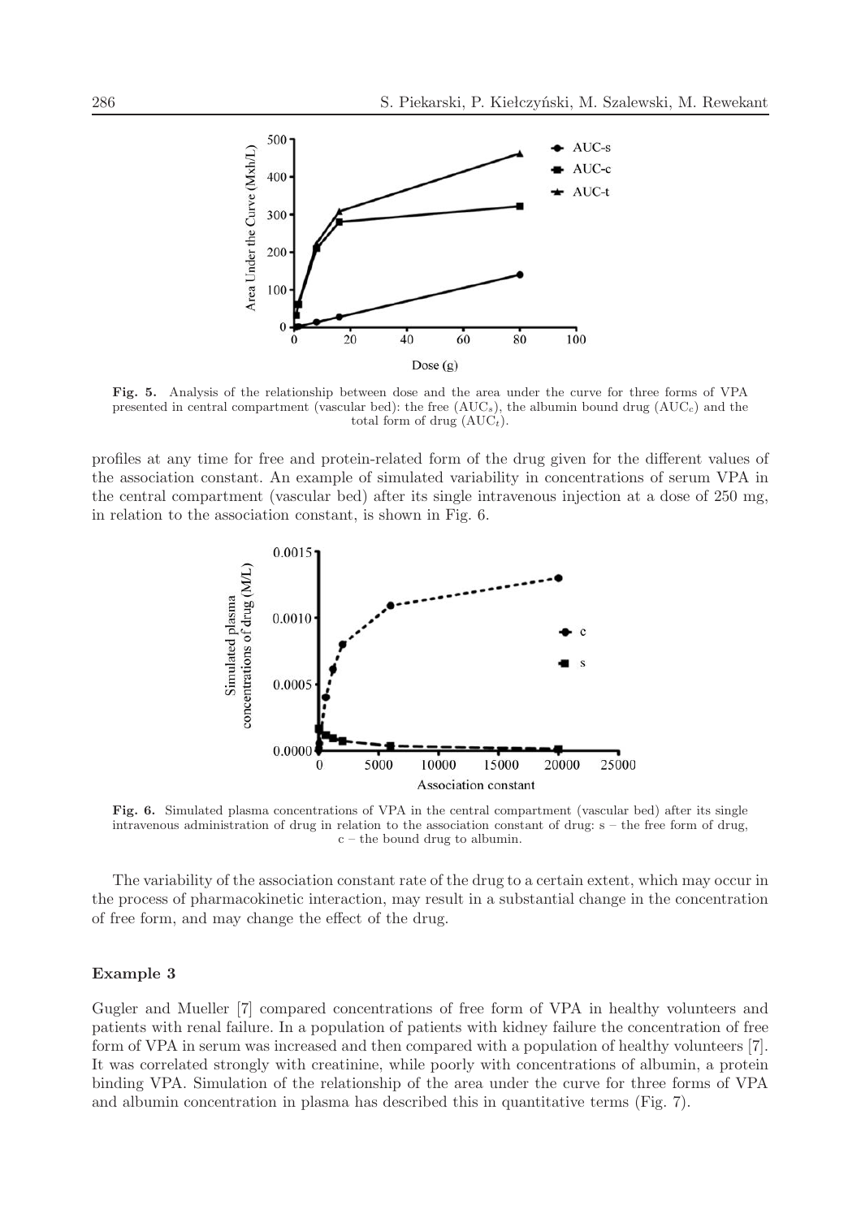**Fig. 5.** Analysis of the relationship between dose and the area under the curve for three forms of VPA presented in central compartment (vascular bed): the free ($AUC_s$), the albumin bound drug ($AUC_c$) and the total form of drug ($AUC_t$).

profiles at any time for free and protein-related form of the drug given for the different values of the association constant. An example of simulated variability in concentrations of serum VPA in the central compartment (vascular bed) after its single intravenous injection at a dose of 250 mg, in relation to the association constant, is shown in Fig. 6.

**Fig. 6.** Simulated plasma concentrations of VPA in the central compartment (vascular bed) after its single intravenous administration of drug in relation to the association constant of drug: s – the free form of drug, c – the bound drug to albumin.

The variability of the association constant rate of the drug to a certain extent, which may occur in the process of pharmacokinetic interaction, may result in a substantial change in the concentration of free form, and may change the effect of the drug.

### Example 3

Gugler and Mueller [7] compared concentrations of free form of VPA in healthy volunteers and patients with renal failure. In a population of patients with kidney failure the concentration of free form of VPA in serum was increased and then compared with a population of healthy volunteers [7]. It was correlated strongly with creatinine, while poorly with concentrations of albumin, a protein binding VPA. Simulation of the relationship of the area under the curve for three forms of VPA and albumin concentration in plasma has described this in quantitative terms (Fig. 7).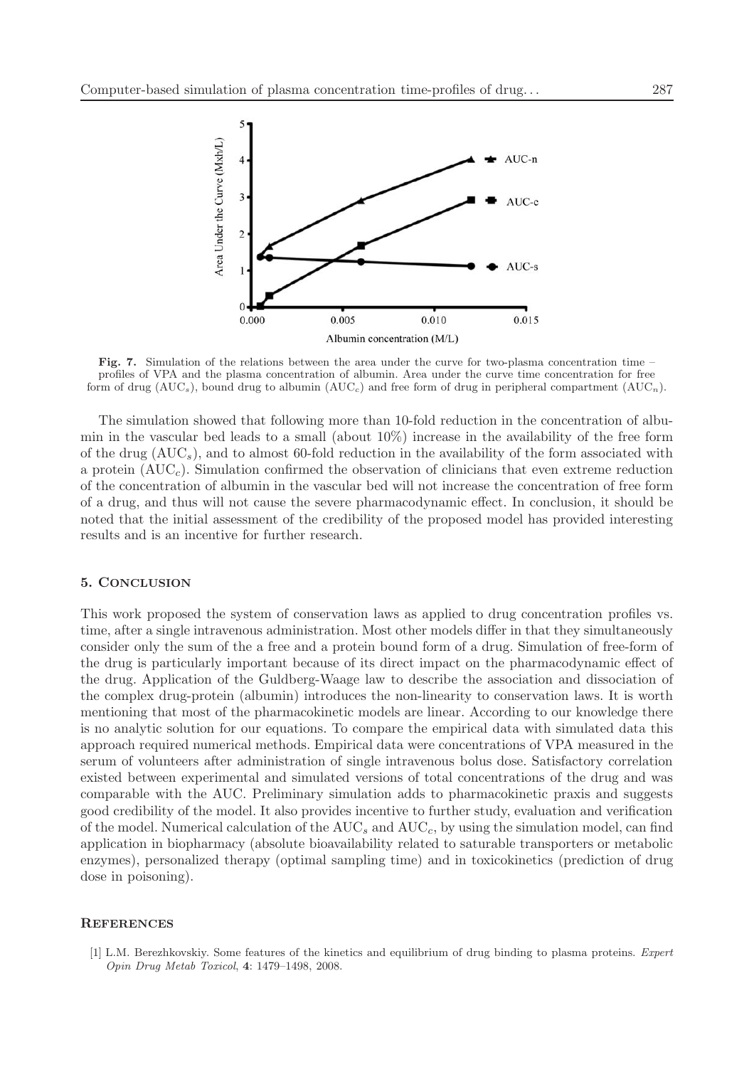**Fig. 7.** Simulation of the relations between the area under the curve for two-plasma concentration time – profiles of VPA and the plasma concentration of albumin. Area under the curve time concentration for free form of drug ($AUC_s$), bound drug to albumin ($AUC_c$) and free form of drug in peripheral compartment ($AUC_n$).

The simulation showed that following more than 10-fold reduction in the concentration of albumin in the vascular bed leads to a small (about 10%) increase in the availability of the free form of the drug ($AUC_s$), and to almost 60-fold reduction in the availability of the form associated with a protein ($AUC_c$). Simulation confirmed the observation of clinicians that even extreme reduction of the concentration of albumin in the vascular bed will not increase the concentration of free form of a drug, and thus will not cause the severe pharmacodynamic effect. In conclusion, it should be noted that the initial assessment of the credibility of the proposed model has provided interesting results and is an incentive for further research.

## 5. Conclusion

This work proposed the system of conservation laws as applied to drug concentration profiles vs. time, after a single intravenous administration. Most other models differ in that they simultaneously consider only the sum of the a free and a protein bound form of a drug. Simulation of free-form of the drug is particularly important because of its direct impact on the pharmacodynamic effect of the drug. Application of the Guldberg-Waage law to describe the association and dissociation of the complex drug-protein (albumin) introduces the non-linearity to conservation laws. It is worth mentioning that most of the pharmacokinetic models are linear. According to our knowledge there is no analytic solution for our equations. To compare the empirical data with simulated data this approach required numerical methods. Empirical data were concentrations of VPA measured in the serum of volunteers after administration of single intravenous bolus dose. Satisfactory correlation existed between experimental and simulated versions of total concentrations of the drug and was comparable with the AUC. Preliminary simulation adds to pharmacokinetic praxis and suggests good credibility of the model. It also provides incentive to further study, evaluation and verification of the model. Numerical calculation of the $AUC_s$ and $AUC_c$, by using the simulation model, can find application in biopharmacy (absolute bioavailability related to saturable transporters or metabolic enzymes), personalized therapy (optimal sampling time) and in toxicokinetics (prediction of drug dose in poisoning).

## References

[1] L.M. Berezhkovskiy. Some features of the kinetics and equilibrium of drug binding to plasma proteins. *Expert Opin Drug Metab Toxicol*, **4**: 1479–1498, 2008.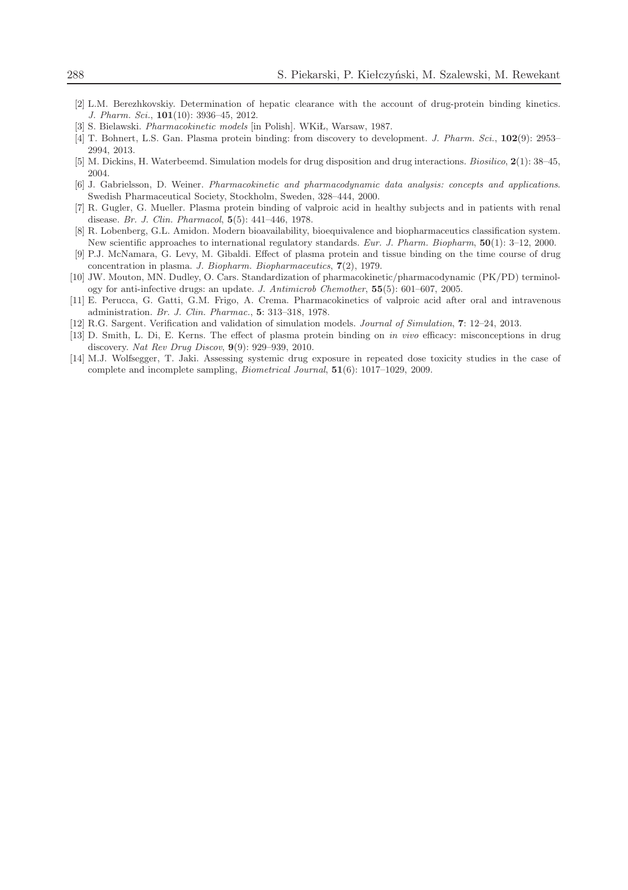[2] L.M. Berezhkovskiy. Determination of hepatic clearance with the account of drug-protein binding kinetics. *J. Pharm. Sci.*, **101**(10): 3936–45, 2012.

[3] S. Bielawski. *Pharmacokinetic models* [in Polish]. WKiŁ, Warsaw, 1987.

[4] T. Bohnert, L.S. Gan. Plasma protein binding: from discovery to development. *J. Pharm. Sci.*, **102**(9): 2953–2994, 2013.

[5] M. Dickins, H. Waterbeemd. Simulation models for drug disposition and drug interactions. *Biosilico*, **2**(1): 38–45, 2004.

[6] J. Gabrielsson, D. Weiner. *Pharmacokinetic and pharmacodynamic data analysis: concepts and applications*. Swedish Pharmaceutical Society, Stockholm, Sweden, 328–444, 2000.

[7] R. Gugler, G. Mueller. Plasma protein binding of valproic acid in healthy subjects and in patients with renal disease. *Br. J. Clin. Pharmacol*, **5**(5): 441–446, 1978.

[8] R. Lobenberg, G.L. Amidon. Modern bioavailability, bioequivalence and biopharmaceutics classification system. New scientific approaches to international regulatory standards. *Eur. J. Pharm. Biopharm*, **50**(1): 3–12, 2000.

[9] P.J. McNamara, G. Levy, M. Gibaldi. Effect of plasma protein and tissue binding on the time course of drug concentration in plasma. *J. Biopharm. Biopharmaceutics*, **7**(2), 1979.

[10] JW. Mouton, MN. Dudley, O. Cars. Standardization of pharmacokinetic/pharmacodynamic (PK/PD) terminology for anti-infective drugs: an update. *J. Antimicrob Chemother*, **55**(5): 601–607, 2005.

[11] E. Perucca, G. Gatti, G.M. Frigo, A. Crema. Pharmacokinetics of valproic acid after oral and intravenous administration. *Br. J. Clin. Pharmac.*, **5**: 313–318, 1978.

[12] R.G. Sargent. Verification and validation of simulation models. *Journal of Simulation*, **7**: 12–24, 2013.

[13] D. Smith, L. Di, E. Kerns. The effect of plasma protein binding on *in vivo* efficacy: misconceptions in drug discovery. *Nat Rev Drug Discov*, **9**(9): 929–939, 2010.

[14] M.J. Wolfsegger, T. Jaki. Assessing systemic drug exposure in repeated dose toxicity studies in the case of complete and incomplete sampling, *Biometrical Journal*, **51**(6): 1017–1029, 2009.